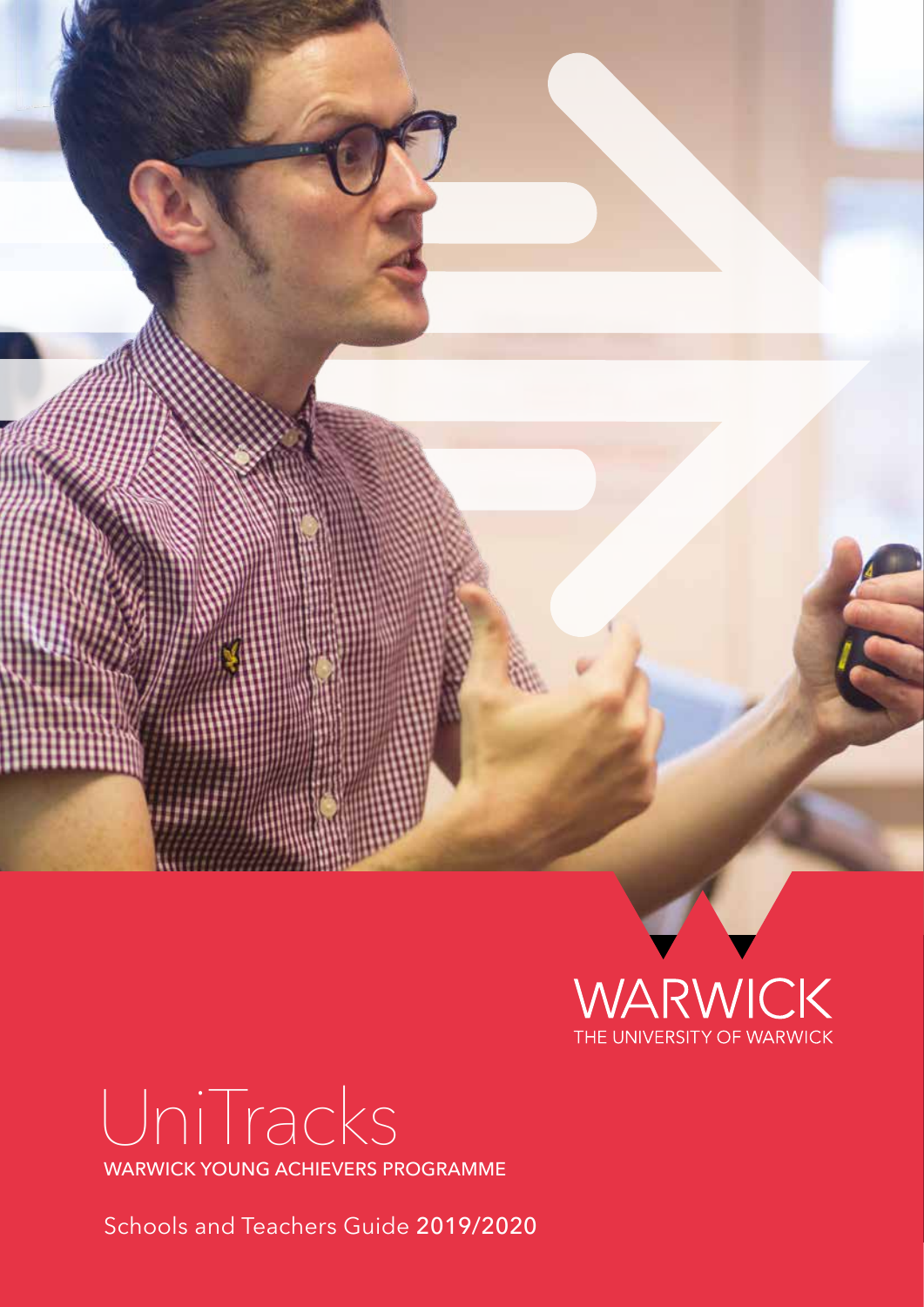WARWICK

THE UNIVERSITY OF WARWICK

# UniTracks

WARWICK YOUNG ACHIEVERS PROGRAMME

Schools and Teachers Guide 2019/2020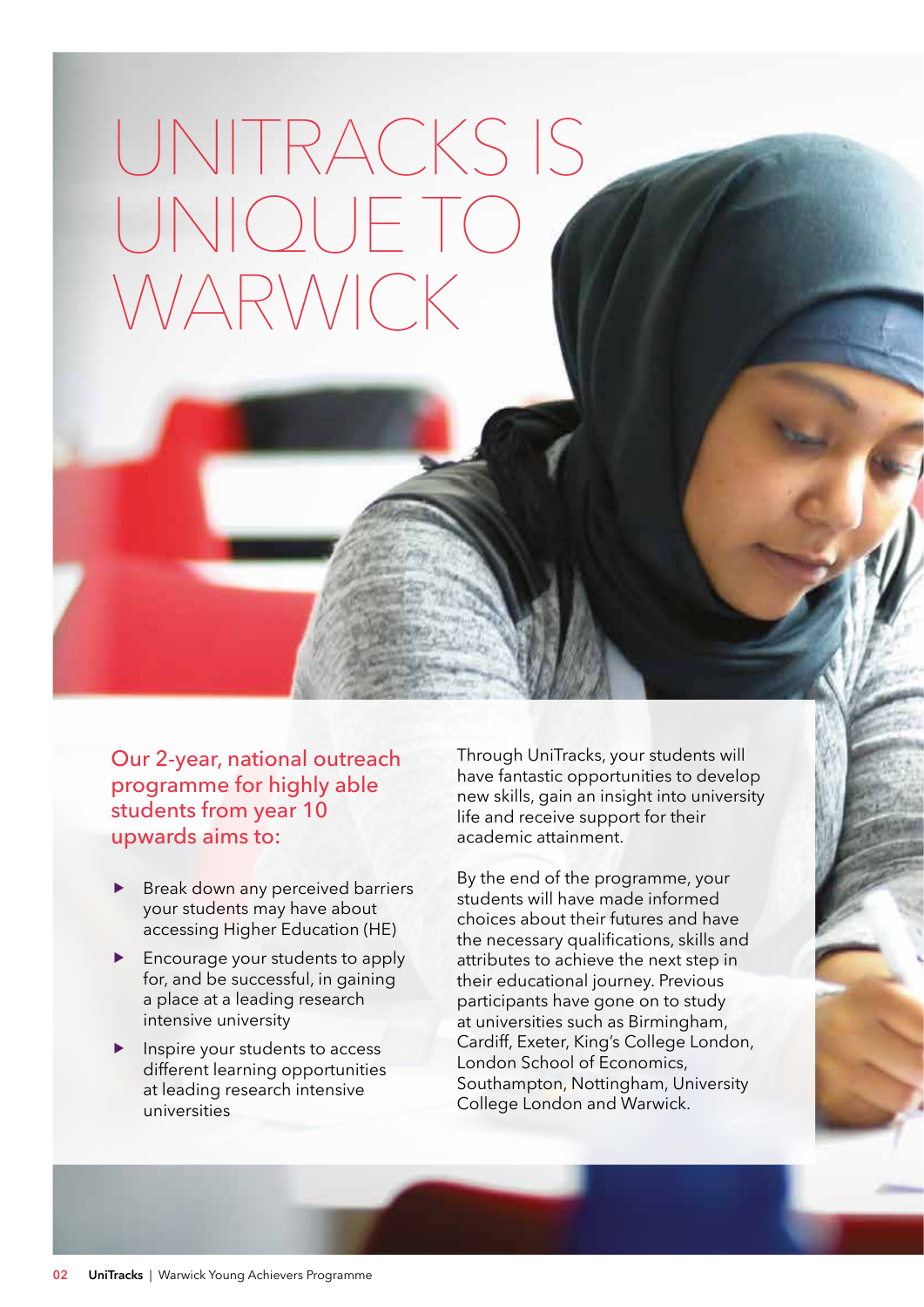# UNITRACKS IS UNIQUE TO WARWICK

## Our 2-year, national outreach programme for highly able students from year 10 upwards aims to:

- Break down any perceived barriers your students may have about accessing Higher Education (HE)
- Encourage your students to apply for, and be successful, in gaining a place at a leading research intensive university
- Inspire your students to access different learning opportunities at leading research intensive universities

Through UniTracks, your students will have fantastic opportunities to develop new skills, gain an insight into university life and receive support for their academic attainment.

By the end of the programme, your students will have made informed choices about their futures and have the necessary qualifications, skills and attributes to achieve the next step in their educational journey. Previous participants have gone on to study at universities such as Birmingham, Cardiff, Exeter, King's College London, London School of Economics, Southampton, Nottingham, University College London and Warwick.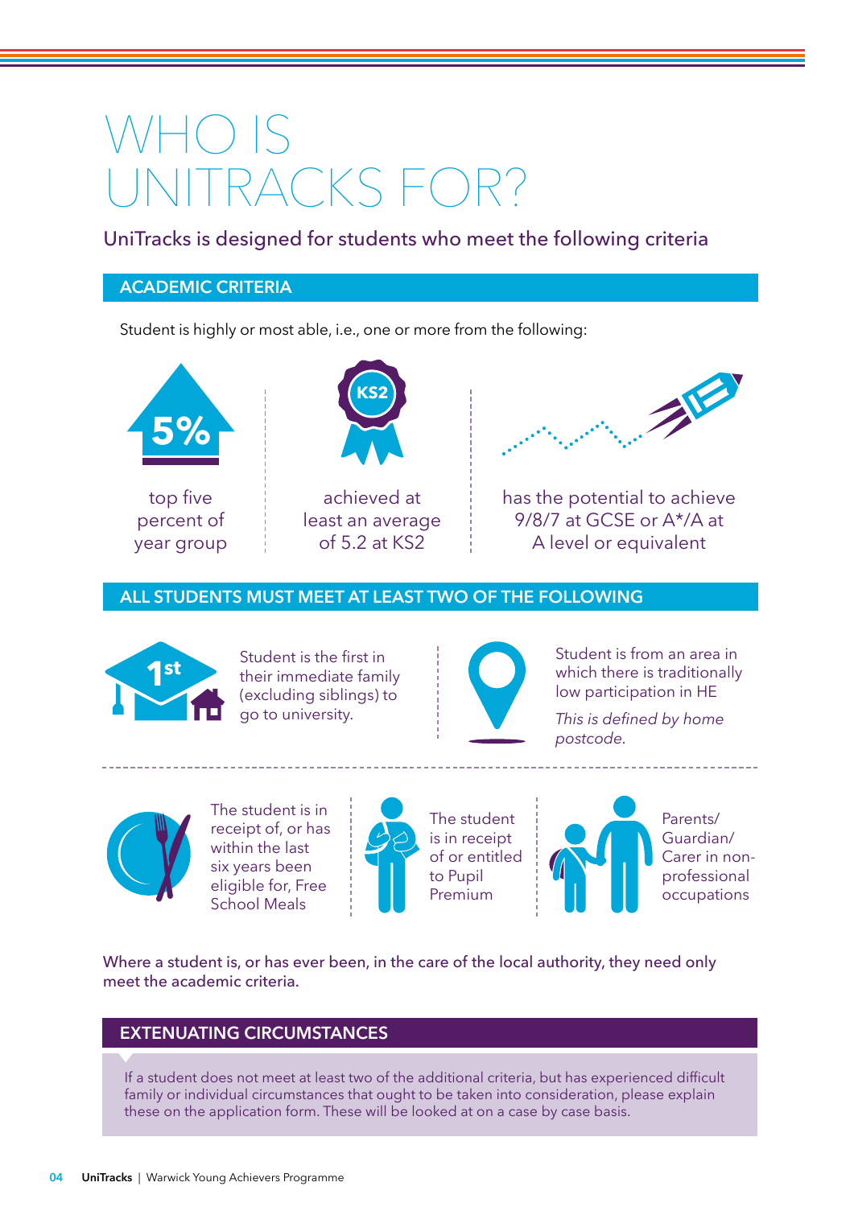# WHO IS UNITRACKS FOR?

UniTracks is designed for students who meet the following criteria

## ACADEMIC CRITERIA

Student is highly or most able, i.e., one or more from the following:

- top five percent of year group
- achieved at least an average of 5.2 at KS2
- has the potential to achieve 9/8/7 at GCSE or A*/A at A level or equivalent

## ALL STUDENTS MUST MEET AT LEAST TWO OF THE FOLLOWING

- Student is the first in their immediate family (excluding siblings) to go to university.
- Student is from an area in which there is traditionally low participation in HE

  *This is defined by home postcode.*
- The student is in receipt of, or has within the last six years been eligible for, Free School Meals
- The student is in receipt of or entitled to Pupil Premium
- Parents/Guardian/Carer in non-professional occupations

Where a student is, or has ever been, in the care of the local authority, they need only meet the academic criteria.

## EXTENUATING CIRCUMSTANCES

If a student does not meet at least two of the additional criteria, but has experienced difficult family or individual circumstances that ought to be taken into consideration, please explain these on the application form. These will be looked at on a case by case basis.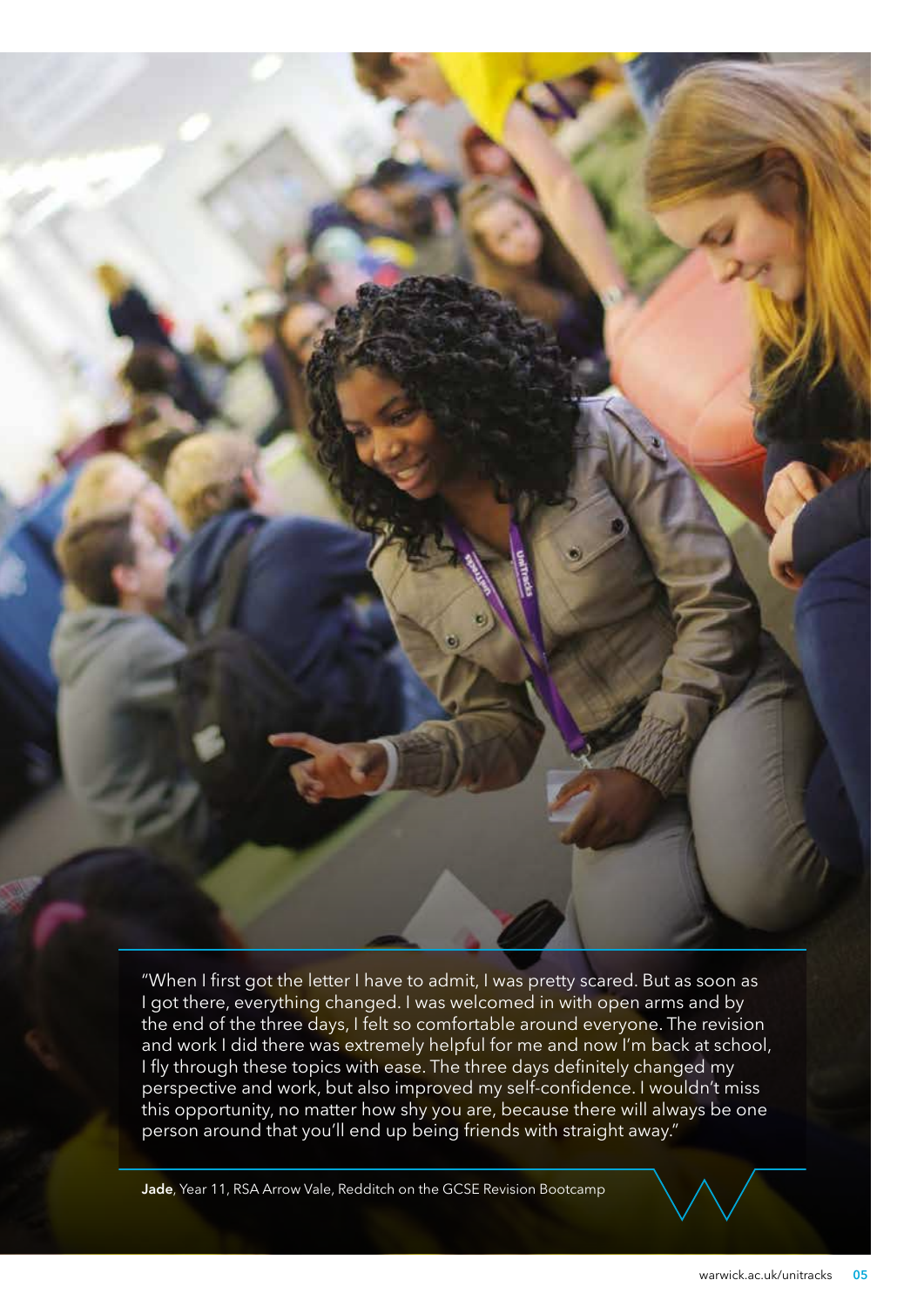"When I first got the letter I have to admit, I was pretty scared. But as soon as I got there, everything changed. I was welcomed in with open arms and by the end of the three days, I felt so comfortable around everyone. The revision and work I did there was extremely helpful for me and now I'm back at school, I fly through these topics with ease. The three days definitely changed my perspective and work, but also improved my self-confidence. I wouldn't miss this opportunity, no matter how shy you are, because there will always be one person around that you'll end up being friends with straight away."

**Jade**, Year 11, RSA Arrow Vale, Redditch on the GCSE Revision Bootcamp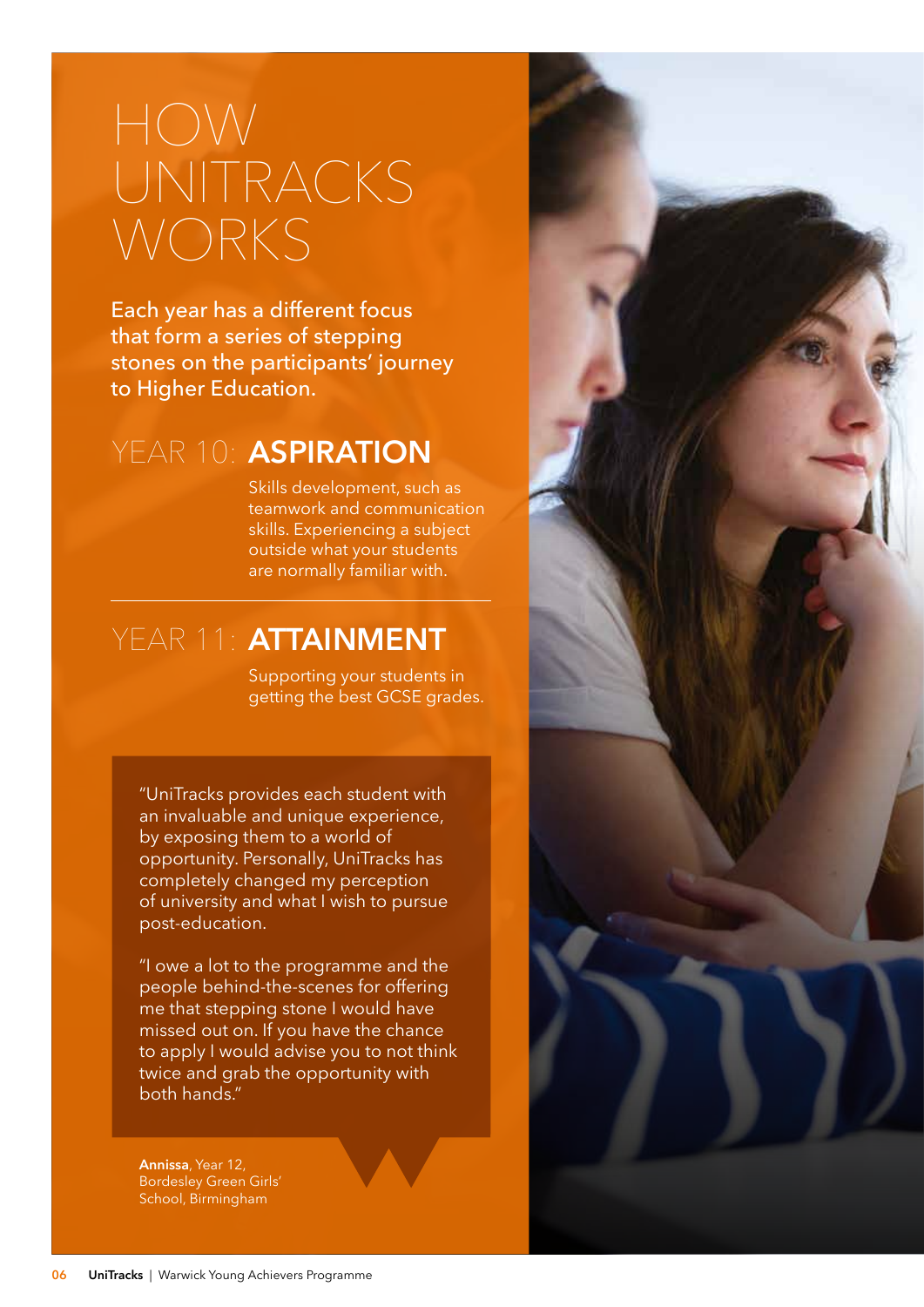# HOW UNITRACKS WORKS

Each year has a different focus that form a series of stepping stones on the participants' journey to Higher Education.

## YEAR 10: **ASPIRATION**

Skills development, such as teamwork and communication skills. Experiencing a subject outside what your students are normally familiar with.

## YEAR 11: **ATTAINMENT**

Supporting your students in getting the best GCSE grades.

"UniTracks provides each student with an invaluable and unique experience, by exposing them to a world of opportunity. Personally, UniTracks has completely changed my perception of university and what I wish to pursue post-education.

"I owe a lot to the programme and the people behind-the-scenes for offering me that stepping stone I would have missed out on. If you have the chance to apply I would advise you to not think twice and grab the opportunity with both hands."

**Annissa**, Year 12, Bordesley Green Girls' School, Birmingham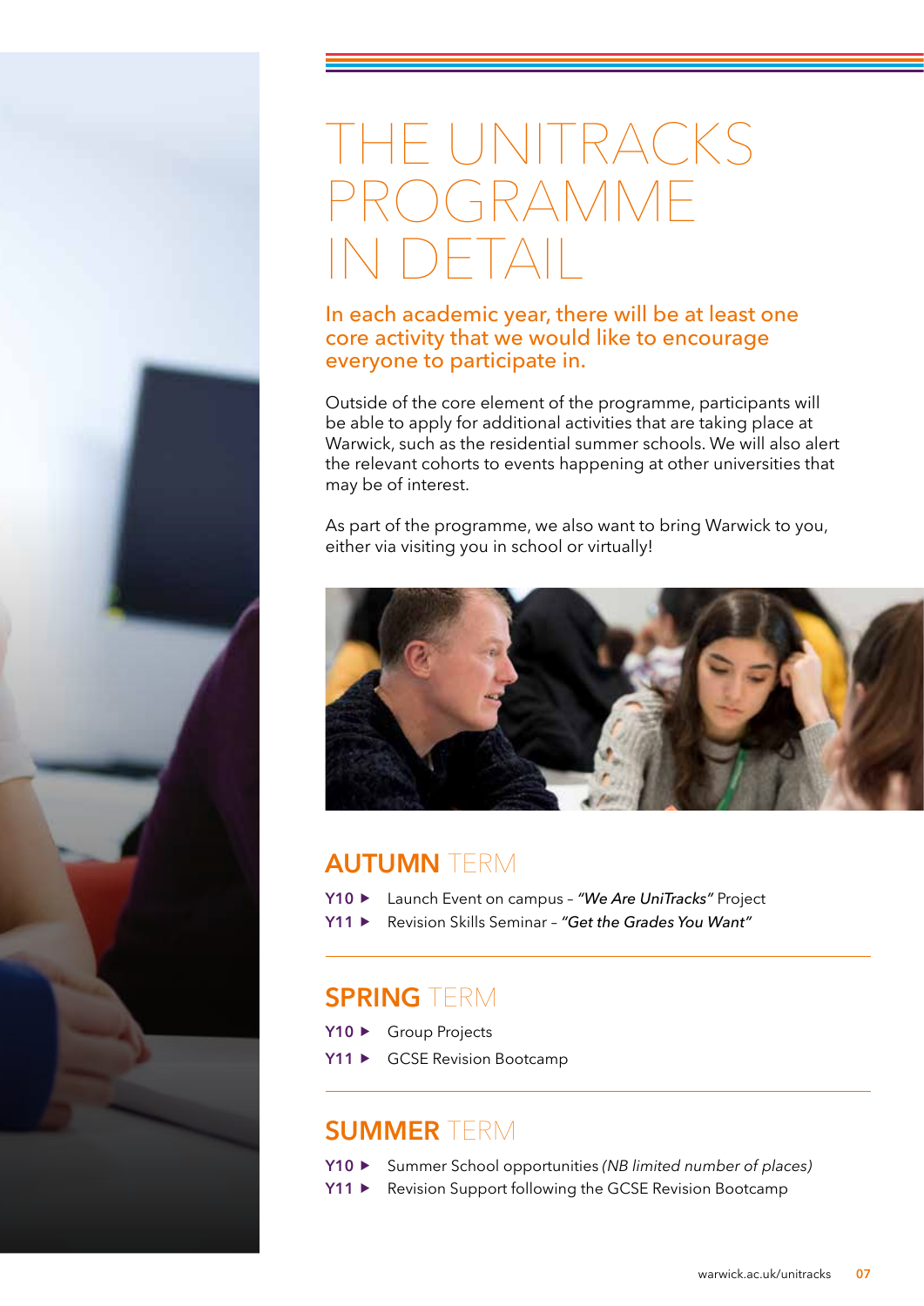# THE UNITRACKS PROGRAMME IN DETAIL

**In each academic year, there will be at least one core activity that we would like to encourage everyone to participate in.**

Outside of the core element of the programme, participants will be able to apply for additional activities that are taking place at Warwick, such as the residential summer schools. We will also alert the relevant cohorts to events happening at other universities that may be of interest.

As part of the programme, we also want to bring Warwick to you, either via visiting you in school or virtually!

## AUTUMN TERM

- **Y10** ▸ Launch Event on campus – *"We Are UniTracks"* Project
- **Y11** ▸ Revision Skills Seminar – *"Get the Grades You Want"*

## SPRING TERM

- **Y10** ▸ Group Projects
- **Y11** ▸ GCSE Revision Bootcamp

## SUMMER TERM

- **Y10** ▸ Summer School opportunities *(NB limited number of places)*
- **Y11** ▸ Revision Support following the GCSE Revision Bootcamp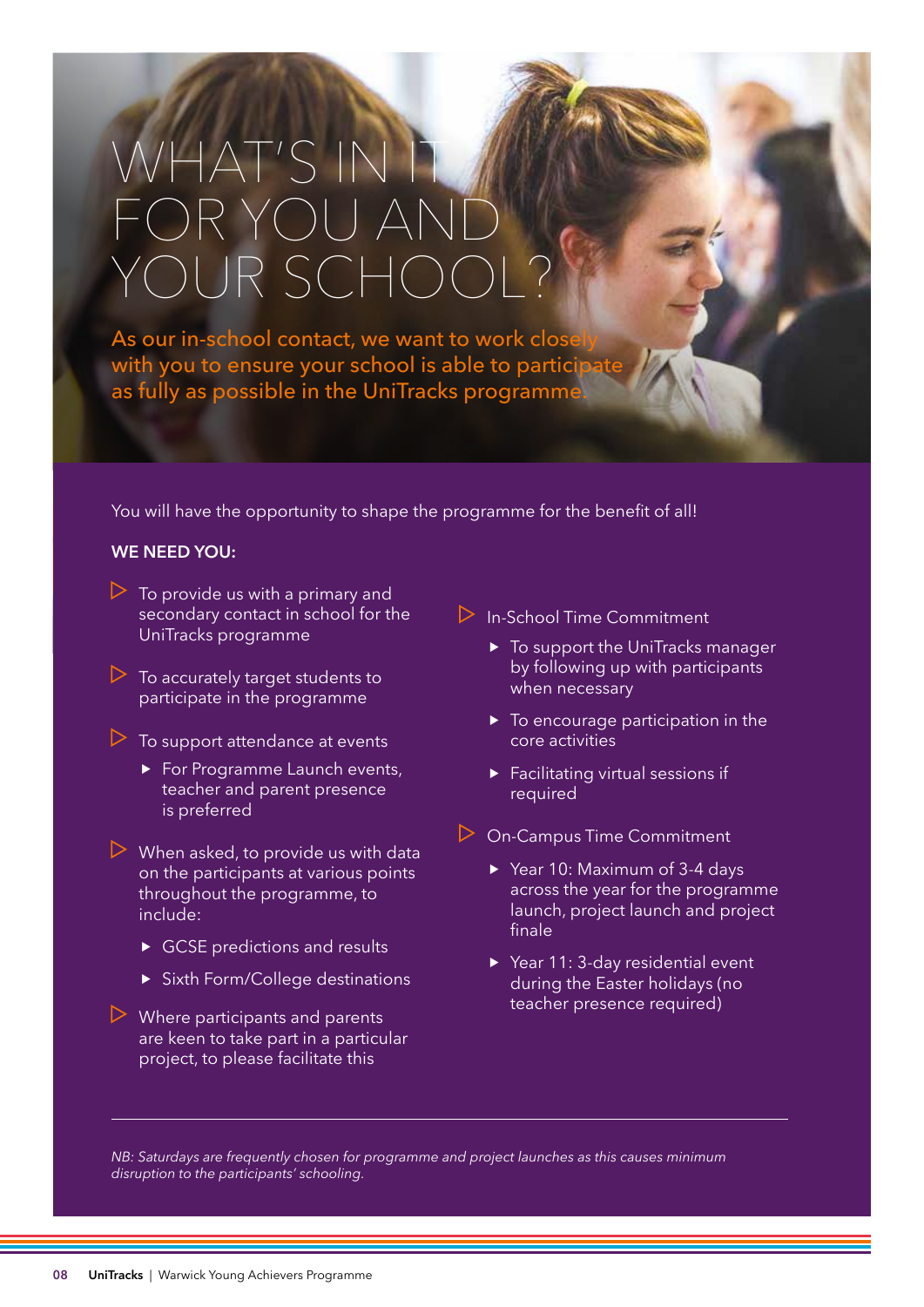# WHAT'S IN IT FOR YOU AND YOUR SCHOOL?

As our in-school contact, we want to work closely with you to ensure your school is able to participate as fully as possible in the UniTracks programme.

You will have the opportunity to shape the programme for the benefit of all!

**WE NEED YOU:**

- To provide us with a primary and secondary contact in school for the UniTracks programme
- To accurately target students to participate in the programme
- To support attendance at events
  - For Programme Launch events, teacher and parent presence is preferred
- When asked, to provide us with data on the participants at various points throughout the programme, to include:
  - GCSE predictions and results
  - Sixth Form/College destinations
- Where participants and parents are keen to take part in a particular project, to please facilitate this
- In-School Time Commitment
  - To support the UniTracks manager by following up with participants when necessary
  - To encourage participation in the core activities
  - Facilitating virtual sessions if required
- On-Campus Time Commitment
  - Year 10: Maximum of 3-4 days across the year for the programme launch, project launch and project finale
  - Year 11: 3-day residential event during the Easter holidays (no teacher presence required)

---

*NB: Saturdays are frequently chosen for programme and project launches as this causes minimum disruption to the participants' schooling.*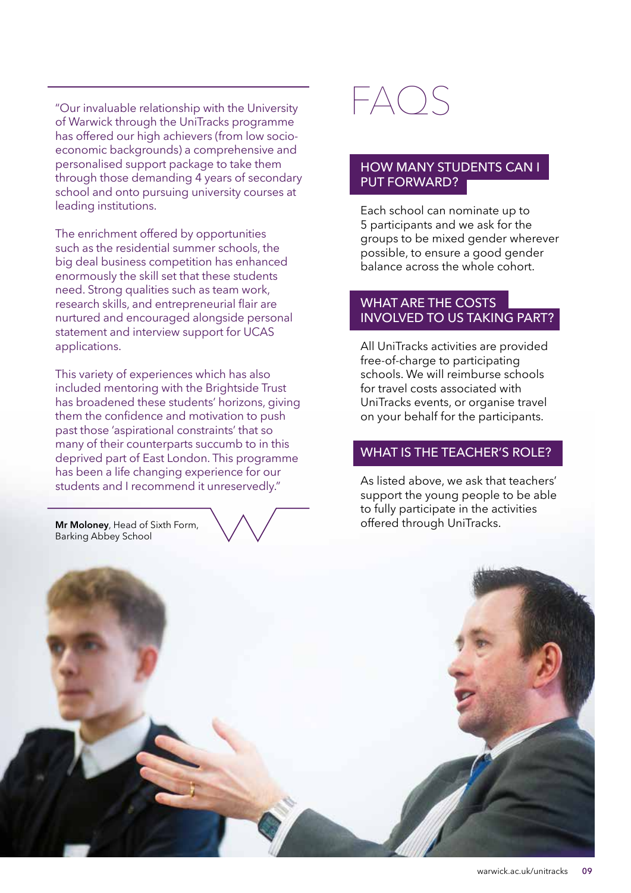"Our invaluable relationship with the University of Warwick through the UniTracks programme has offered our high achievers (from low socio-economic backgrounds) a comprehensive and personalised support package to take them through those demanding 4 years of secondary school and onto pursuing university courses at leading institutions.

The enrichment offered by opportunities such as the residential summer schools, the big deal business competition has enhanced enormously the skill set that these students need. Strong qualities such as team work, research skills, and entrepreneurial flair are nurtured and encouraged alongside personal statement and interview support for UCAS applications.

This variety of experiences which has also included mentoring with the Brightside Trust has broadened these students' horizons, giving them the confidence and motivation to push past those 'aspirational constraints' that so many of their counterparts succumb to in this deprived part of East London. This programme has been a life changing experience for our students and I recommend it unreservedly."

**Mr Moloney**, Head of Sixth Form, Barking Abbey School

# FAQS

## HOW MANY STUDENTS CAN I PUT FORWARD?

Each school can nominate up to 5 participants and we ask for the groups to be mixed gender wherever possible, to ensure a good gender balance across the whole cohort.

## WHAT ARE THE COSTS INVOLVED TO US TAKING PART?

All UniTracks activities are provided free-of-charge to participating schools. We will reimburse schools for travel costs associated with UniTracks events, or organise travel on your behalf for the participants.

## WHAT IS THE TEACHER'S ROLE?

As listed above, we ask that teachers' support the young people to be able to fully participate in the activities offered through UniTracks.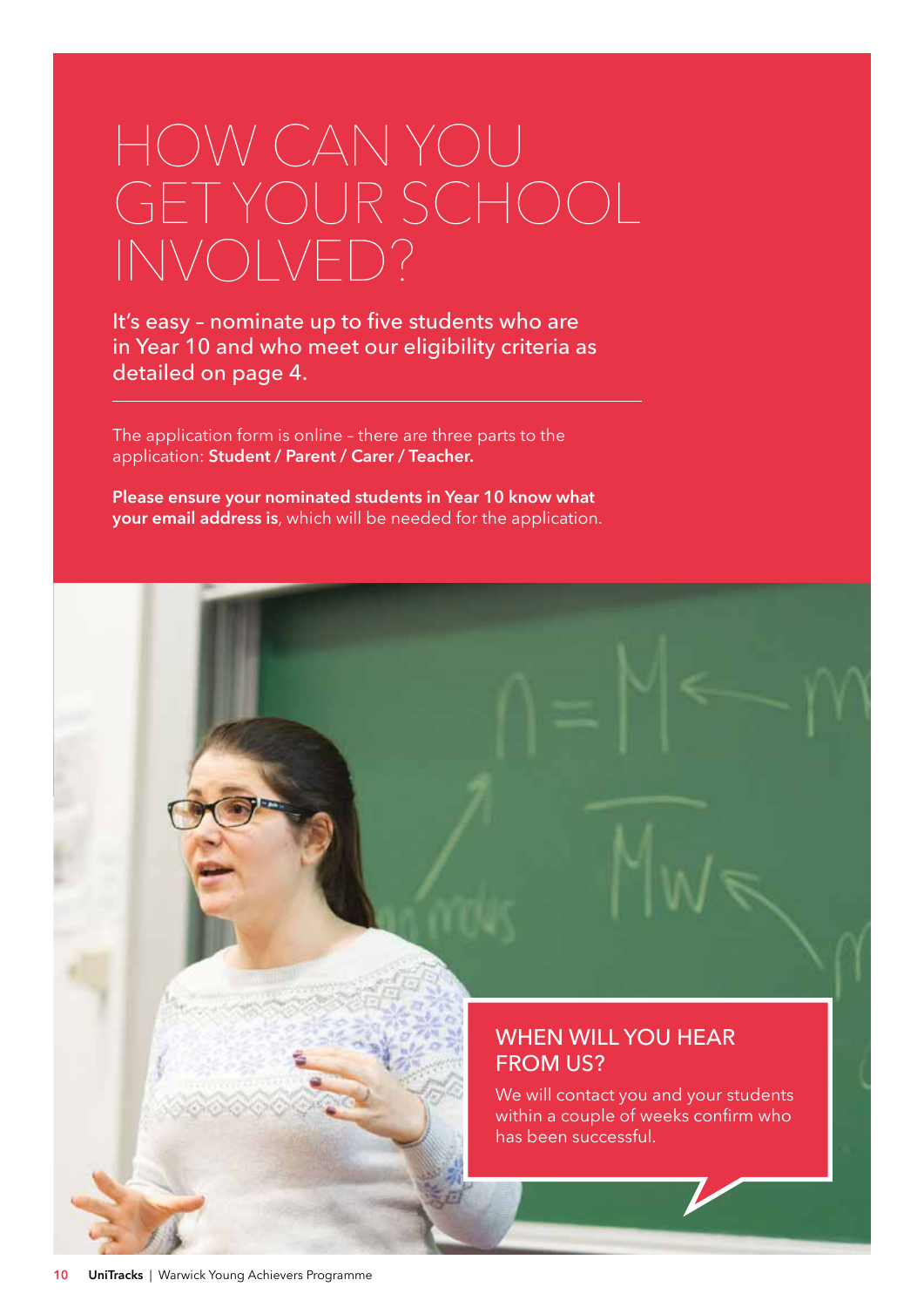# HOW CAN YOU GET YOUR SCHOOL INVOLVED?

It's easy – nominate up to five students who are in Year 10 and who meet our eligibility criteria as detailed on page 4.

---

The application form is online – there are three parts to the application: **Student / Parent / Carer / Teacher.**

**Please ensure your nominated students in Year 10 know what your email address is**, which will be needed for the application.

## WHEN WILL YOU HEAR FROM US?

We will contact you and your students within a couple of weeks confirm who has been successful.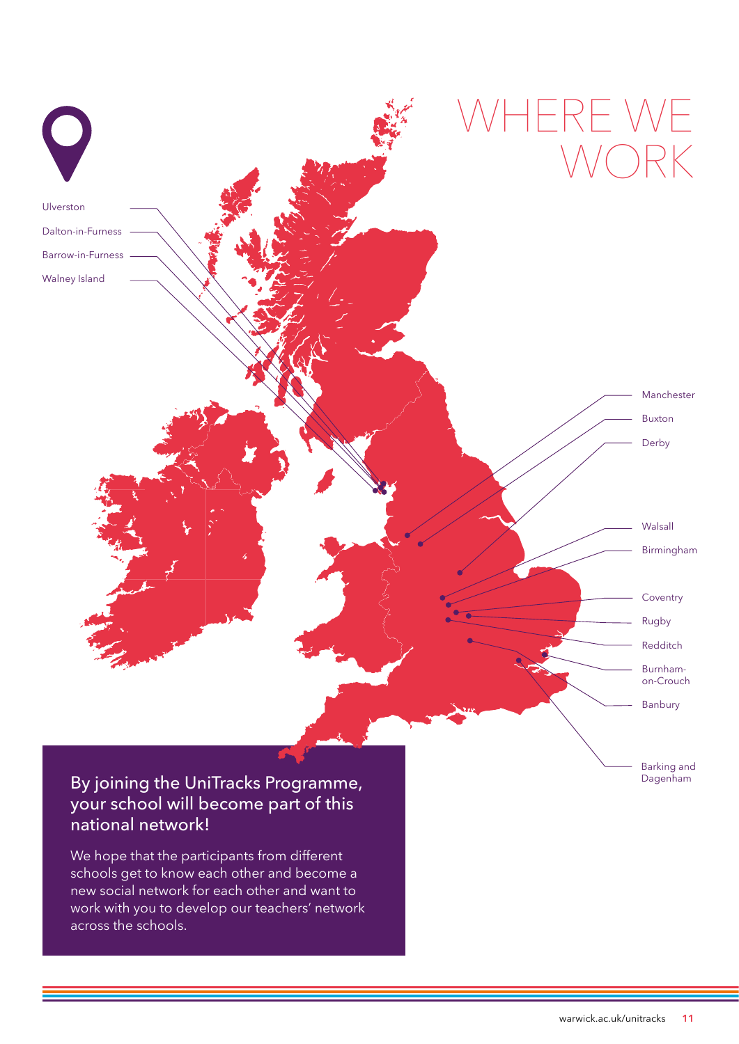# WHERE WE WORK

Ulverston

Dalton-in-Furness

Barrow-in-Furness

Walney Island

Manchester

Buxton

Derby

Walsall

Birmingham

Coventry

Rugby

Redditch

Burnham-on-Crouch

Banbury

Barking and Dagenham

## By joining the UniTracks Programme, your school will become part of this national network!

We hope that the participants from different schools get to know each other and become a new social network for each other and want to work with you to develop our teachers' network across the schools.

warwick.ac.uk/unitracks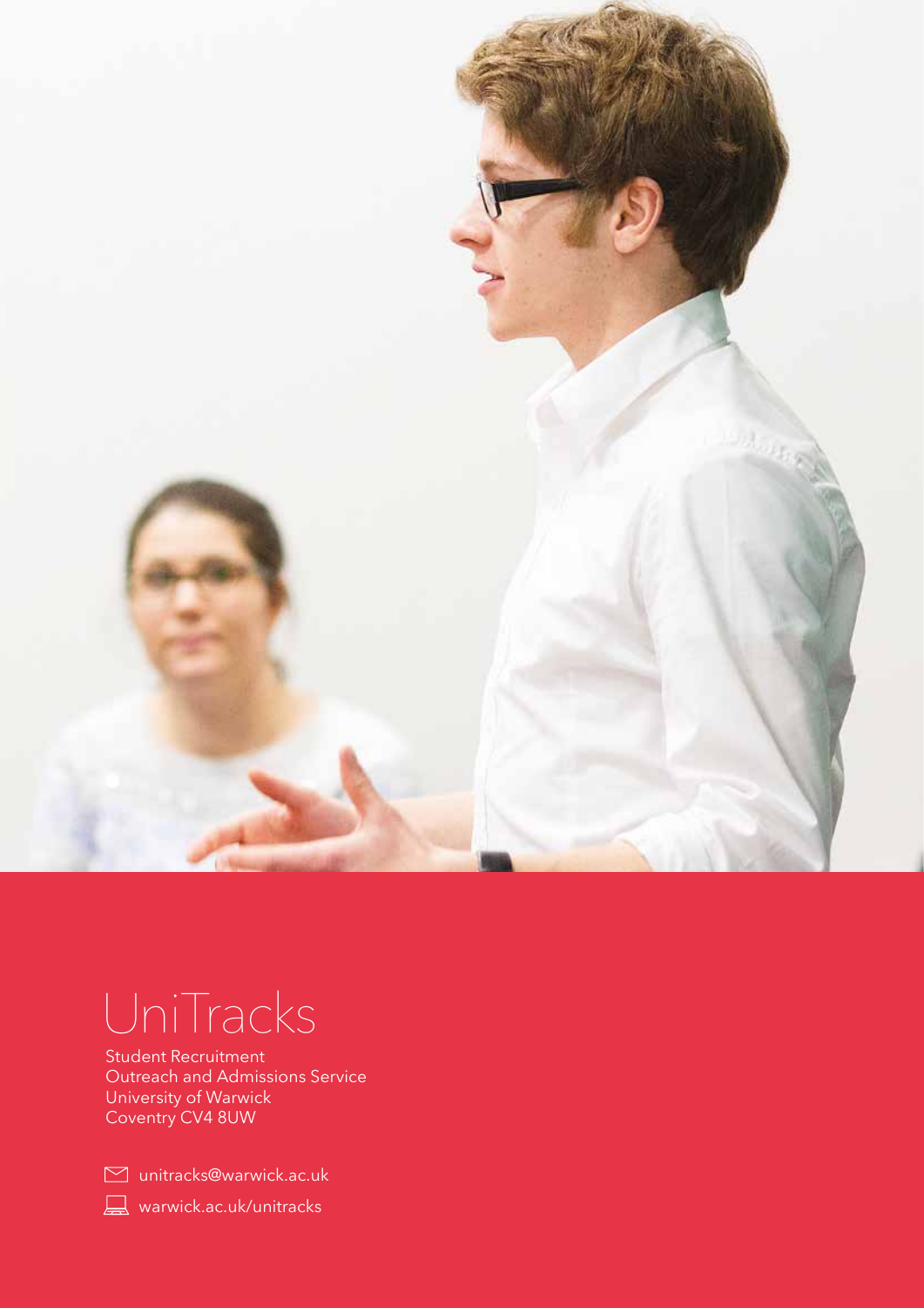# UniTracks

Student Recruitment
Outreach and Admissions Service
University of Warwick
Coventry CV4 8UW

unitracks@warwick.ac.uk

warwick.ac.uk/unitracks